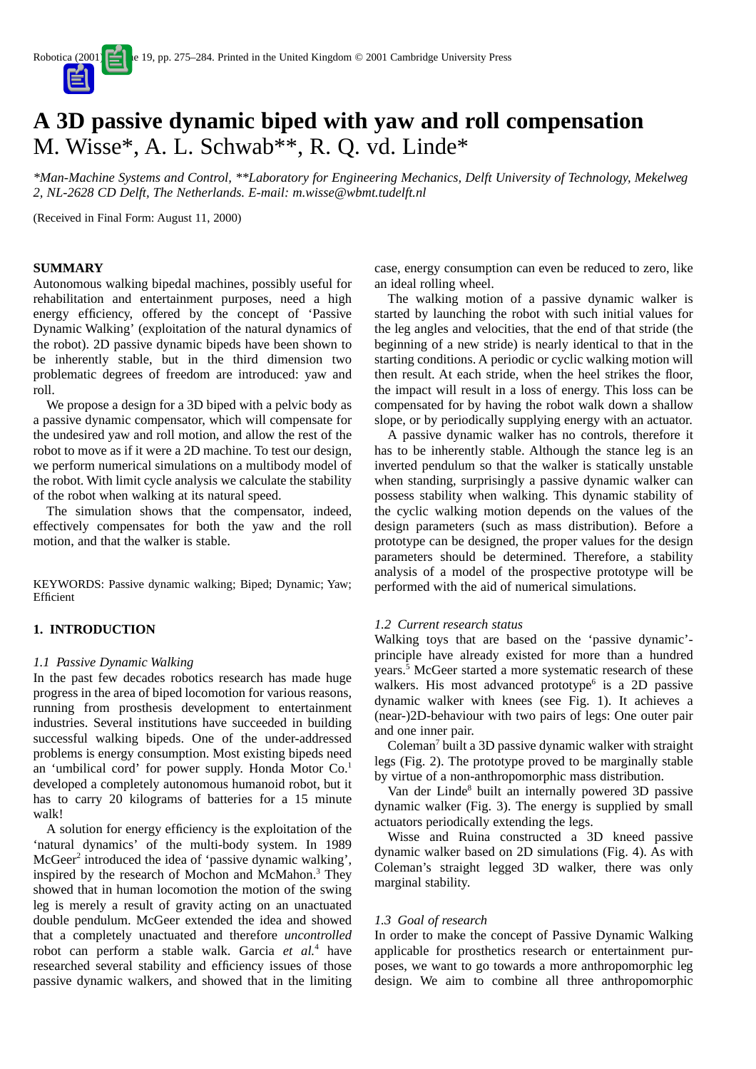# A 3D passive dynamic biped with yaw and roll compensation

M. Wisse*, A. L. Schwab**, R. Q. vd. Linde*

*\*Man-Machine Systems and Control, \*\*Laboratory for Engineering Mechanics, Delft University of Technology, Mekelweg 2, NL-2628 CD Delft, The Netherlands. E-mail: m.wisse@wbmt.tudelft.nl*

(Received in Final Form: August 11, 2000)

## SUMMARY

Autonomous walking bipedal machines, possibly useful for rehabilitation and entertainment purposes, need a high energy efficiency, offered by the concept of 'Passive Dynamic Walking' (exploitation of the natural dynamics of the robot). 2D passive dynamic bipeds have been shown to be inherently stable, but in the third dimension two problematic degrees of freedom are introduced: yaw and roll.

We propose a design for a 3D biped with a pelvic body as a passive dynamic compensator, which will compensate for the undesired yaw and roll motion, and allow the rest of the robot to move as if it were a 2D machine. To test our design, we perform numerical simulations on a multibody model of the robot. With limit cycle analysis we calculate the stability of the robot when walking at its natural speed.

The simulation shows that the compensator, indeed, effectively compensates for both the yaw and the roll motion, and that the walker is stable.

KEYWORDS: Passive dynamic walking; Biped; Dynamic; Yaw; Efficient

## 1. INTRODUCTION

### *1.1 Passive Dynamic Walking*

In the past few decades robotics research has made huge progress in the area of biped locomotion for various reasons, running from prosthesis development to entertainment industries. Several institutions have succeeded in building successful walking bipeds. One of the under-addressed problems is energy consumption. Most existing bipeds need an 'umbilical cord' for power supply. Honda Motor Co.[1] developed a completely autonomous humanoid robot, but it has to carry 20 kilograms of batteries for a 15 minute walk!

A solution for energy efficiency is the exploitation of the 'natural dynamics' of the multi-body system. In 1989 McGeer[2] introduced the idea of 'passive dynamic walking', inspired by the research of Mochon and McMahon.[3] They showed that in human locomotion the motion of the swing leg is merely a result of gravity acting on an unactuated double pendulum. McGeer extended the idea and showed that a completely unactuated and therefore *uncontrolled* robot can perform a stable walk. Garcia *et al.*[4] have researched several stability and efficiency issues of those passive dynamic walkers, and showed that in the limiting case, energy consumption can even be reduced to zero, like an ideal rolling wheel.

The walking motion of a passive dynamic walker is started by launching the robot with such initial values for the leg angles and velocities, that the end of that stride (the beginning of a new stride) is nearly identical to that in the starting conditions. A periodic or cyclic walking motion will then result. At each stride, when the heel strikes the floor, the impact will result in a loss of energy. This loss can be compensated for by having the robot walk down a shallow slope, or by periodically supplying energy with an actuator.

A passive dynamic walker has no controls, therefore it has to be inherently stable. Although the stance leg is an inverted pendulum so that the walker is statically unstable when standing, surprisingly a passive dynamic walker can possess stability when walking. This dynamic stability of the cyclic walking motion depends on the values of the design parameters (such as mass distribution). Before a prototype can be designed, the proper values for the design parameters should be determined. Therefore, a stability analysis of a model of the prospective prototype will be performed with the aid of numerical simulations.

### *1.2 Current research status*

Walking toys that are based on the 'passive dynamic'-principle have already existed for more than a hundred years.[5] McGeer started a more systematic research of these walkers. His most advanced prototype[6] is a 2D passive dynamic walker with knees (see Fig. 1). It achieves a (near-)2D-behaviour with two pairs of legs: One outer pair and one inner pair.

Coleman[7] built a 3D passive dynamic walker with straight legs (Fig. 2). The prototype proved to be marginally stable by virtue of a non-anthropomorphic mass distribution.

Van der Linde[8] built an internally powered 3D passive dynamic walker (Fig. 3). The energy is supplied by small actuators periodically extending the legs.

Wisse and Ruina constructed a 3D kneed passive dynamic walker based on 2D simulations (Fig. 4). As with Coleman's straight legged 3D walker, there was only marginal stability.

### *1.3 Goal of research*

In order to make the concept of Passive Dynamic Walking applicable for prosthetics research or entertainment purposes, we want to go towards a more anthropomorphic leg design. We aim to combine all three anthropomorphic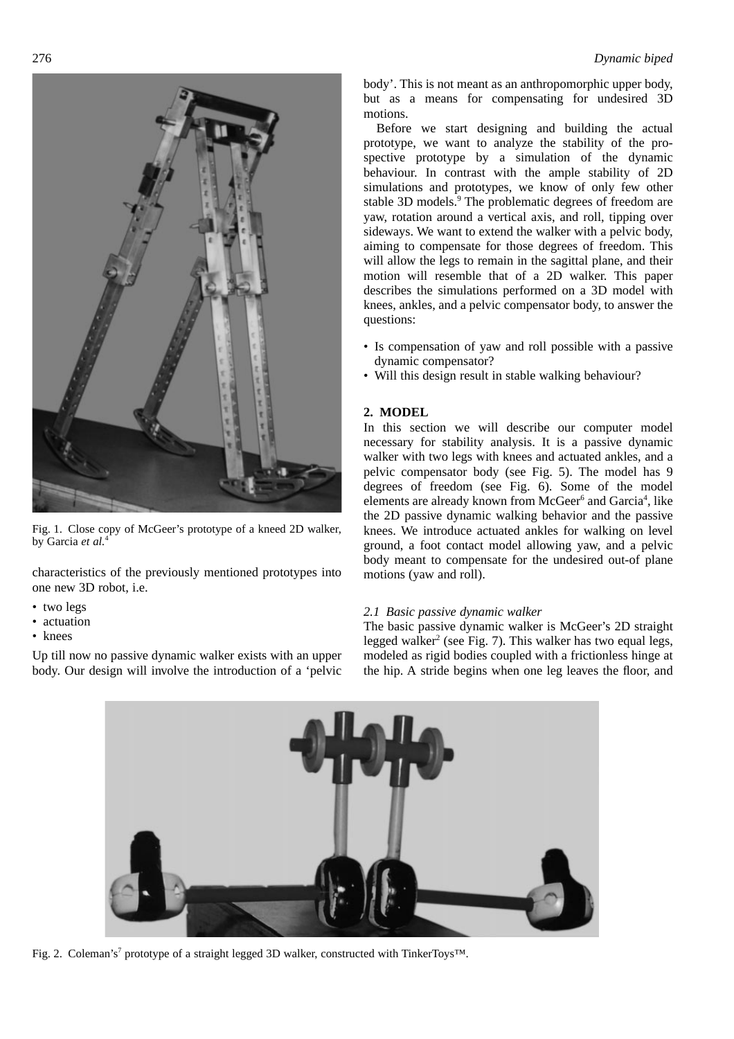Fig. 1. Close copy of McGeer's prototype of a kneed 2D walker, by Garcia *et al.*[4]

characteristics of the previously mentioned prototypes into one new 3D robot, i.e.

- two legs
- actuation
- knees

Up till now no passive dynamic walker exists with an upper body. Our design will involve the introduction of a 'pelvic body'. This is not meant as an anthropomorphic upper body, but as a means for compensating for undesired 3D motions.

Before we start designing and building the actual prototype, we want to analyze the stability of the prospective prototype by a simulation of the dynamic behaviour. In contrast with the ample stability of 2D simulations and prototypes, we know of only few other stable 3D models.[9] The problematic degrees of freedom are yaw, rotation around a vertical axis, and roll, tipping over sideways. We want to extend the walker with a pelvic body, aiming to compensate for those degrees of freedom. This will allow the legs to remain in the sagittal plane, and their motion will resemble that of a 2D walker. This paper describes the simulations performed on a 3D model with knees, ankles, and a pelvic compensator body, to answer the questions:

- Is compensation of yaw and roll possible with a passive dynamic compensator?
- Will this design result in stable walking behaviour?

## 2. MODEL

In this section we will describe our computer model necessary for stability analysis. It is a passive dynamic walker with two legs with knees and actuated ankles, and a pelvic compensator body (see Fig. 5). The model has 9 degrees of freedom (see Fig. 6). Some of the model elements are already known from McGeer[6] and Garcia[4], like the 2D passive dynamic walking behavior and the passive knees. We introduce actuated ankles for walking on level ground, a foot contact model allowing yaw, and a pelvic body meant to compensate for the undesired out-of plane motions (yaw and roll).

### *2.1 Basic passive dynamic walker*

The basic passive dynamic walker is McGeer's 2D straight legged walker[2] (see Fig. 7). This walker has two equal legs, modeled as rigid bodies coupled with a frictionless hinge at the hip. A stride begins when one leg leaves the floor, and

Fig. 2. Coleman's[7] prototype of a straight legged 3D walker, constructed with TinkerToys™.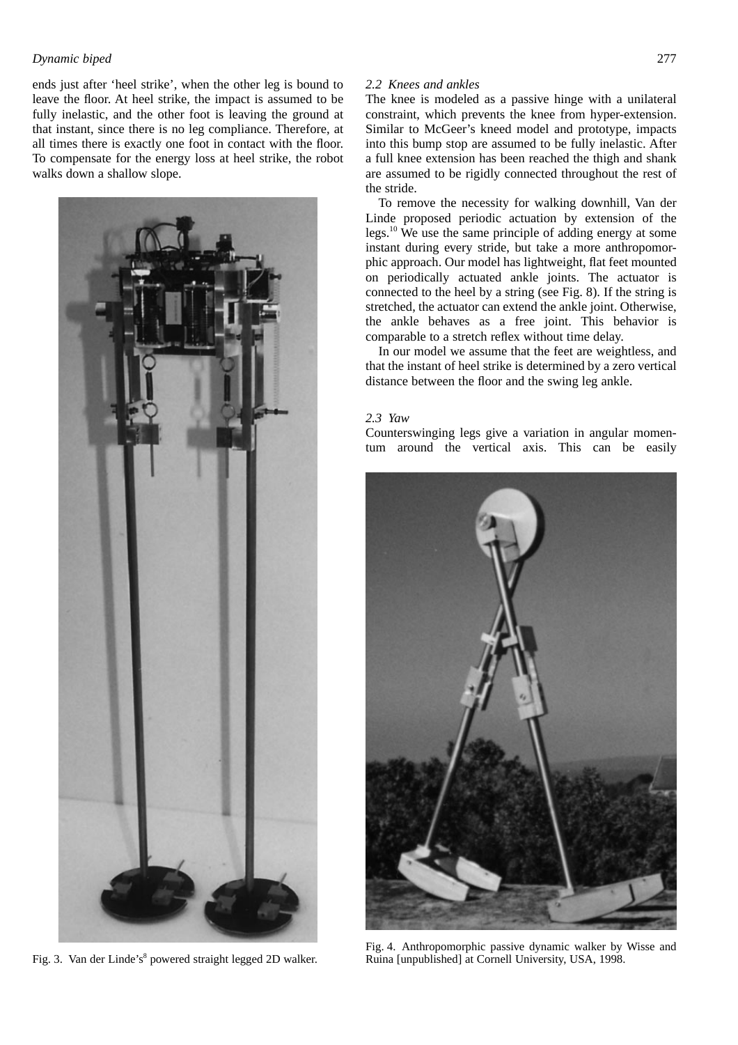ends just after 'heel strike', when the other leg is bound to leave the floor. At heel strike, the impact is assumed to be fully inelastic, and the other foot is leaving the ground at that instant, since there is no leg compliance. Therefore, at all times there is exactly one foot in contact with the floor. To compensate for the energy loss at heel strike, the robot walks down a shallow slope.

Fig. 3. Van der Linde's[8] powered straight legged 2D walker.

### 2.2 Knees and ankles

The knee is modeled as a passive hinge with a unilateral constraint, which prevents the knee from hyper-extension. Similar to McGeer's kneed model and prototype, impacts into this bump stop are assumed to be fully inelastic. After a full knee extension has been reached the thigh and shank are assumed to be rigidly connected throughout the rest of the stride.

To remove the necessity for walking downhill, Van der Linde proposed periodic actuation by extension of the legs.[10] We use the same principle of adding energy at some instant during every stride, but take a more anthropomorphic approach. Our model has lightweight, flat feet mounted on periodically actuated ankle joints. The actuator is connected to the heel by a string (see Fig. 8). If the string is stretched, the actuator can extend the ankle joint. Otherwise, the ankle behaves as a free joint. This behavior is comparable to a stretch reflex without time delay.

In our model we assume that the feet are weightless, and that the instant of heel strike is determined by a zero vertical distance between the floor and the swing leg ankle.

### 2.3 Yaw

Counterswinging legs give a variation in angular momentum around the vertical axis. This can be easily

Fig. 4. Anthropomorphic passive dynamic walker by Wisse and Ruina [unpublished] at Cornell University, USA, 1998.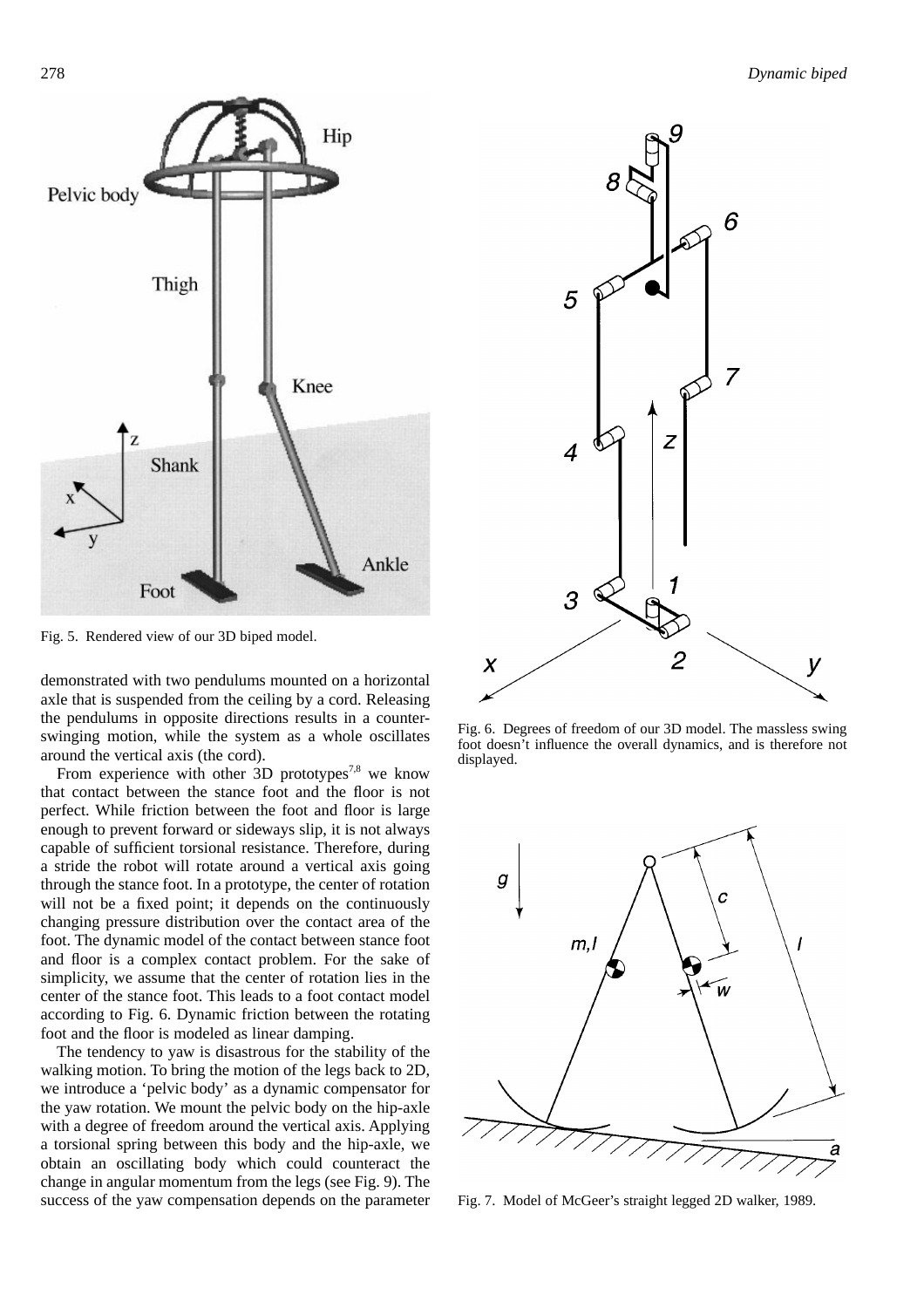Fig. 5. Rendered view of our 3D biped model.

Fig. 6. Degrees of freedom of our 3D model. The massless swing foot doesn't influence the overall dynamics, and is therefore not displayed.

Fig. 7. Model of McGeer's straight legged 2D walker, 1989.

demonstrated with two pendulums mounted on a horizontal axle that is suspended from the ceiling by a cord. Releasing the pendulums in opposite directions results in a counter-swinging motion, while the system as a whole oscillates around the vertical axis (the cord).

From experience with other 3D prototypes[7,8] we know that contact between the stance foot and the floor is not perfect. While friction between the foot and floor is large enough to prevent forward or sideways slip, it is not always capable of sufficient torsional resistance. Therefore, during a stride the robot will rotate around a vertical axis going through the stance foot. In a prototype, the center of rotation will not be a fixed point; it depends on the continuously changing pressure distribution over the contact area of the foot. The dynamic model of the contact between stance foot and floor is a complex contact problem. For the sake of simplicity, we assume that the center of rotation lies in the center of the stance foot. This leads to a foot contact model according to Fig. 6. Dynamic friction between the rotating foot and the floor is modeled as linear damping.

The tendency to yaw is disastrous for the stability of the walking motion. To bring the motion of the legs back to 2D, we introduce a 'pelvic body' as a dynamic compensator for the yaw rotation. We mount the pelvic body on the hip-axle with a degree of freedom around the vertical axis. Applying a torsional spring between this body and the hip-axle, we obtain an oscillating body which could counteract the change in angular momentum from the legs (see Fig. 9). The success of the yaw compensation depends on the parameter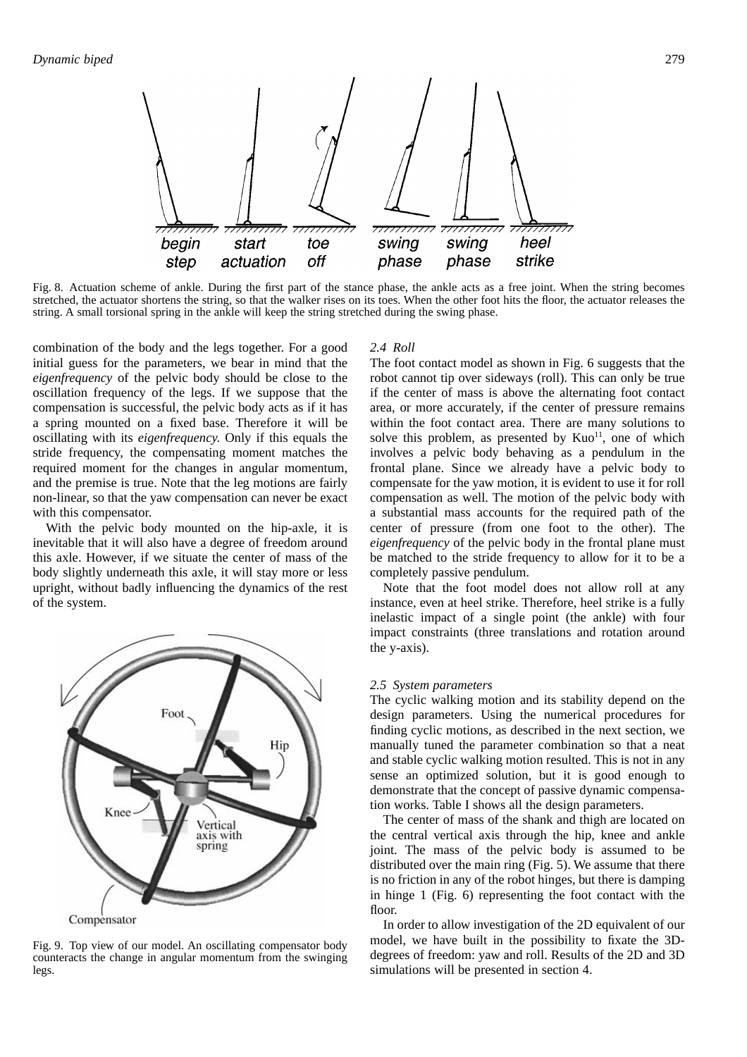begin step

start actuation

toe off

swing phase

swing phase

heel strike

Fig. 8. Actuation scheme of ankle. During the first part of the stance phase, the ankle acts as a free joint. When the string becomes stretched, the actuator shortens the string, so that the walker rises on its toes. When the other foot hits the floor, the actuator releases the string. A small torsional spring in the ankle will keep the string stretched during the swing phase.

combination of the body and the legs together. For a good initial guess for the parameters, we bear in mind that the *eigenfrequency* of the pelvic body should be close to the oscillation frequency of the legs. If we suppose that the compensation is successful, the pelvic body acts as if it has a spring mounted on a fixed base. Therefore it will be oscillating with its *eigenfrequency.* Only if this equals the stride frequency, the compensating moment matches the required moment for the changes in angular momentum, and the premise is true. Note that the leg motions are fairly non-linear, so that the yaw compensation can never be exact with this compensator.

With the pelvic body mounted on the hip-axle, it is inevitable that it will also have a degree of freedom around this axle. However, if we situate the center of mass of the body slightly underneath this axle, it will stay more or less upright, without badly influencing the dynamics of the rest of the system.

Foot

Hip

Knee

Vertical axis with spring

Compensator

Fig. 9. Top view of our model. An oscillating compensator body counteracts the change in angular momentum from the swinging legs.

### *2.4 Roll*

The foot contact model as shown in Fig. 6 suggests that the robot cannot tip over sideways (roll). This can only be true if the center of mass is above the alternating foot contact area, or more accurately, if the center of pressure remains within the foot contact area. There are many solutions to solve this problem, as presented by Kuo[11], one of which involves a pelvic body behaving as a pendulum in the frontal plane. Since we already have a pelvic body to compensate for the yaw motion, it is evident to use it for roll compensation as well. The motion of the pelvic body with a substantial mass accounts for the required path of the center of pressure (from one foot to the other). The *eigenfrequency* of the pelvic body in the frontal plane must be matched to the stride frequency to allow for it to be a completely passive pendulum.

Note that the foot model does not allow roll at any instance, even at heel strike. Therefore, heel strike is a fully inelastic impact of a single point (the ankle) with four impact constraints (three translations and rotation around the y-axis).

### *2.5 System parameters*

The cyclic walking motion and its stability depend on the design parameters. Using the numerical procedures for finding cyclic motions, as described in the next section, we manually tuned the parameter combination so that a neat and stable cyclic walking motion resulted. This is not in any sense an optimized solution, but it is good enough to demonstrate that the concept of passive dynamic compensation works. Table I shows all the design parameters.

The center of mass of the shank and thigh are located on the central vertical axis through the hip, knee and ankle joint. The mass of the pelvic body is assumed to be distributed over the main ring (Fig. 5). We assume that there is no friction in any of the robot hinges, but there is damping in hinge 1 (Fig. 6) representing the foot contact with the floor.

In order to allow investigation of the 2D equivalent of our model, we have built in the possibility to fixate the 3D-degrees of freedom: yaw and roll. Results of the 2D and 3D simulations will be presented in section 4.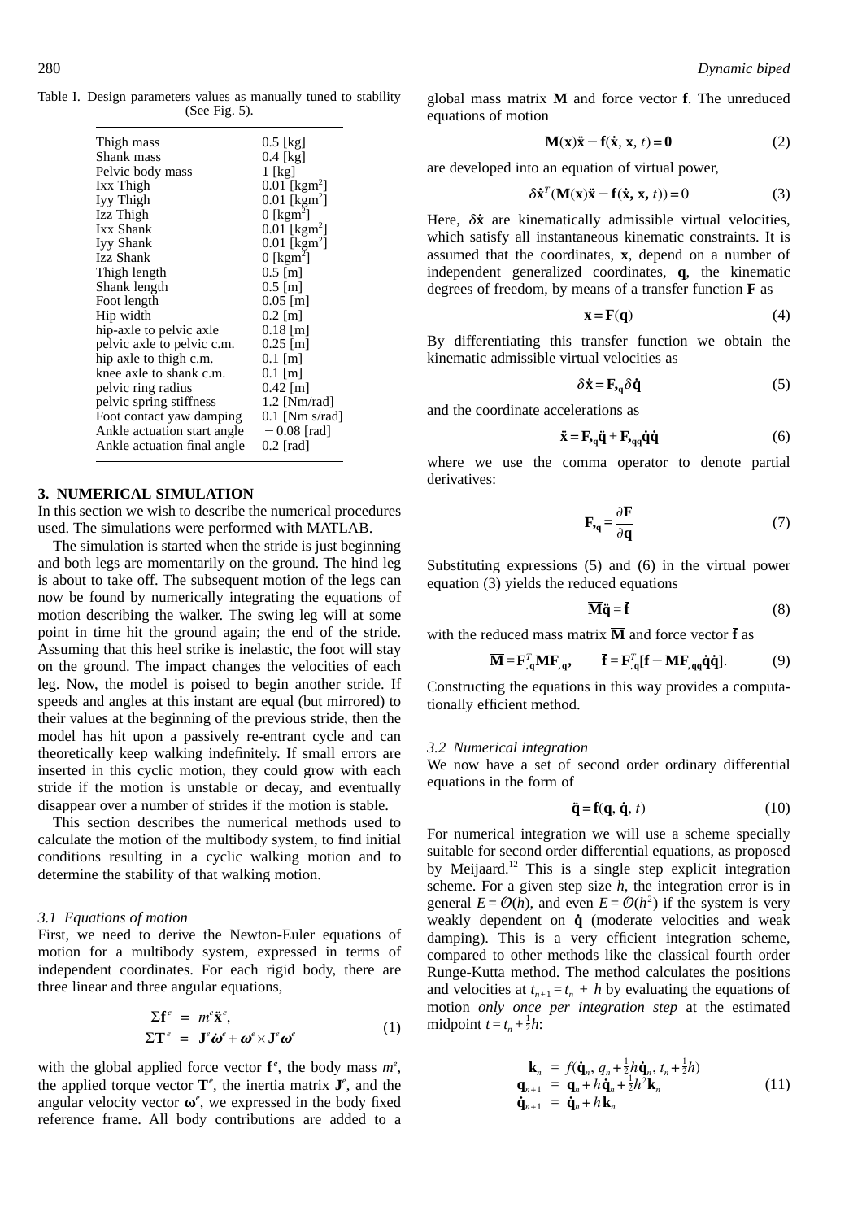Table I. Design parameters values as manually tuned to stability (See Fig. 5).

| | |
|---|---|
| Thigh mass | 0.5 [kg] |
| Shank mass | 0.4 [kg] |
| Pelvic body mass | 1 [kg] |
| Ixx Thigh | 0.01 [kgm$^2$] |
| Iyy Thigh | 0.01 [kgm$^2$] |
| Izz Thigh | 0 [kgm$^2$] |
| Ixx Shank | 0.01 [kgm$^2$] |
| Iyy Shank | 0.01 [kgm$^2$] |
| Izz Shank | 0 [kgm$^2$] |
| Thigh length | 0.5 [m] |
| Shank length | 0.5 [m] |
| Foot length | 0.05 [m] |
| Hip width | 0.2 [m] |
| hip-axle to pelvic axle | 0.18 [m] |
| pelvic axle to pelvic c.m. | 0.25 [m] |
| hip axle to thigh c.m. | 0.1 [m] |
| knee axle to shank c.m. | 0.1 [m] |
| pelvic ring radius | 0.42 [m] |
| pelvic spring stiffness | 1.2 [Nm/rad] |
| Foot contact yaw damping | 0.1 [Nm s/rad] |
| Ankle actuation start angle | −0.08 [rad] |
| Ankle actuation final angle | 0.2 [rad] |

## 3. NUMERICAL SIMULATION

In this section we wish to describe the numerical procedures used. The simulations were performed with MATLAB.

The simulation is started when the stride is just beginning and both legs are momentarily on the ground. The hind leg is about to take off. The subsequent motion of the legs can now be found by numerically integrating the equations of motion describing the walker. The swing leg will at some point in time hit the ground again; the end of the stride. Assuming that this heel strike is inelastic, the foot will stay on the ground. The impact changes the velocities of each leg. Now, the model is poised to begin another stride. If speeds and angles at this instant are equal (but mirrored) to their values at the beginning of the previous stride, then the model has hit upon a passively re-entrant cycle and can theoretically keep walking indefinitely. If small errors are inserted in this cyclic motion, they could grow with each stride if the motion is unstable or decay, and eventually disappear over a number of strides if the motion is stable.

This section describes the numerical methods used to calculate the motion of the multibody system, to find initial conditions resulting in a cyclic walking motion and to determine the stability of that walking motion.

### 3.1 Equations of motion

First, we need to derive the Newton-Euler equations of motion for a multibody system, expressed in terms of independent coordinates. For each rigid body, there are three linear and three angular equations,

$$\begin{aligned} \Sigma \mathbf{f}^e &= m^e \ddot{\mathbf{x}}^e, \\ \Sigma \mathbf{T}^e &= \mathbf{J}^e \dot{\boldsymbol{\omega}}^e + \boldsymbol{\omega}^e \times \mathbf{J}^e \boldsymbol{\omega}^e \end{aligned} \tag{1}$$

with the global applied force vector $\mathbf{f}^e$, the body mass $m^e$, the applied torque vector $\mathbf{T}^e$, the inertia matrix $\mathbf{J}^e$, and the angular velocity vector $\boldsymbol{\omega}^e$, we expressed in the body fixed reference frame. All body contributions are added to a global mass matrix $\mathbf{M}$ and force vector $\mathbf{f}$. The unreduced equations of motion

$$\mathbf{M}(\mathbf{x})\ddot{\mathbf{x}} - \mathbf{f}(\dot{\mathbf{x}}, \mathbf{x}, t) = \mathbf{0} \tag{2}$$

are developed into an equation of virtual power,

$$\delta\dot{\mathbf{x}}^T(\mathbf{M}(\mathbf{x})\ddot{\mathbf{x}} - \mathbf{f}(\dot{\mathbf{x}}, \mathbf{x}, t)) = 0 \tag{3}$$

Here, $\delta\dot{\mathbf{x}}$ are kinematically admissible virtual velocities, which satisfy all instantaneous kinematic constraints. It is assumed that the coordinates, $\mathbf{x}$, depend on a number of independent generalized coordinates, $\mathbf{q}$, the kinematic degrees of freedom, by means of a transfer function $\mathbf{F}$ as

$$\mathbf{x} = \mathbf{F}(\mathbf{q}) \tag{4}$$

By differentiating this transfer function we obtain the kinematic admissible virtual velocities as

$$\delta\dot{\mathbf{x}} = \mathbf{F}_{,\mathbf{q}}\delta\dot{\mathbf{q}} \tag{5}$$

and the coordinate accelerations as

$$\ddot{\mathbf{x}} = \mathbf{F}_{,\mathbf{q}}\ddot{\mathbf{q}} + \mathbf{F}_{,\mathbf{qq}}\dot{\mathbf{q}}\dot{\mathbf{q}} \tag{6}$$

where we use the comma operator to denote partial derivatives:

$$\mathbf{F}_{,\mathbf{q}} = \frac{\partial \mathbf{F}}{\partial \mathbf{q}} \tag{7}$$

Substituting expressions (5) and (6) in the virtual power equation (3) yields the reduced equations

$$\overline{\mathbf{M}}\ddot{\mathbf{q}} = \bar{\mathbf{f}} \tag{8}$$

with the reduced mass matrix $\overline{\mathbf{M}}$ and force vector $\bar{\mathbf{f}}$ as

$$\overline{\mathbf{M}} = \mathbf{F}_{,\mathbf{q}}^T \mathbf{M} \mathbf{F}_{,\mathbf{q}}, \qquad \bar{\mathbf{f}} = \mathbf{F}_{,\mathbf{q}}^T[\mathbf{f} - \mathbf{M}\mathbf{F}_{,\mathbf{qq}}\dot{\mathbf{q}}\dot{\mathbf{q}}]. \tag{9}$$

Constructing the equations in this way provides a computationally efficient method.

### 3.2 Numerical integration

We now have a set of second order ordinary differential equations in the form of

$$\ddot{\mathbf{q}} = \mathbf{f}(\mathbf{q}, \dot{\mathbf{q}}, t) \tag{10}$$

For numerical integration we will use a scheme specially suitable for second order differential equations, as proposed by Meijaard.[12] This is a single step explicit integration scheme. For a given step size $h$, the integration error is in general $E = \mathcal{O}(h)$, and even $E = \mathcal{O}(h^2)$ if the system is very weakly dependent on $\dot{\mathbf{q}}$ (moderate velocities and weak damping). This is a very efficient integration scheme, compared to other methods like the classical fourth order Runge-Kutta method. The method calculates the positions and velocities at $t_{n+1} = t_n + h$ by evaluating the equations of motion *only once per integration step* at the estimated midpoint $t = t_n + \frac{1}{2}h$:

$$\begin{aligned} \mathbf{k}_n &= f(\dot{\mathbf{q}}_n, q_n + \tfrac{1}{2}h\dot{\mathbf{q}}_n, t_n + \tfrac{1}{2}h) \\ \mathbf{q}_{n+1} &= \mathbf{q}_n + h\dot{\mathbf{q}}_n + \tfrac{1}{2}h^2\mathbf{k}_n \\ \dot{\mathbf{q}}_{n+1} &= \dot{\mathbf{q}}_n + h\,\mathbf{k}_n \end{aligned} \tag{11}$$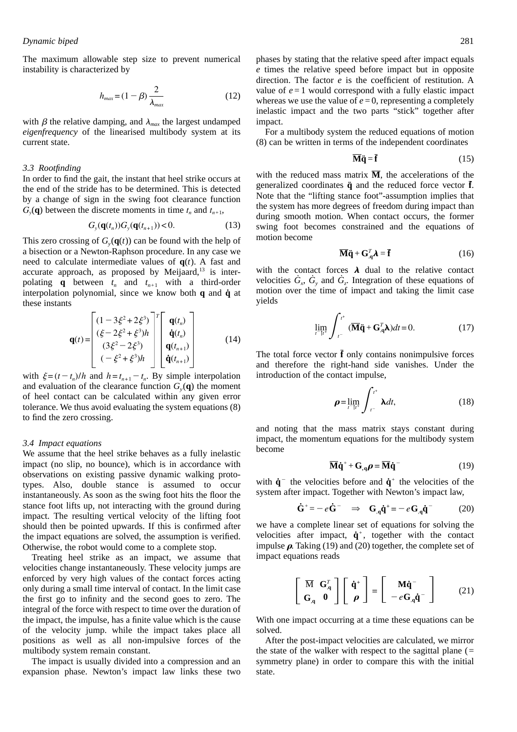The maximum allowable step size to prevent numerical instability is characterized by

$$h_{max} = (1 - \beta)\,\frac{2}{\lambda_{max}} \tag{12}$$

with $\beta$ the relative damping, and $\lambda_{max}$ the largest undamped *eigenfrequency* of the linearised multibody system at its current state.

### 3.3 Rootfinding

In order to find the gait, the instant that heel strike occurs at the end of the stride has to be determined. This is detected by a change of sign in the swing foot clearance function $G_y(\mathbf{q})$ between the discrete moments in time $t_n$ and $t_{n+1}$,

$$G_y(\mathbf{q}(t_n))G_y(\mathbf{q}(t_{n+1})) < 0. \tag{13}$$

This zero crossing of $G_y(\mathbf{q}(t))$ can be found with the help of a bisection or a Newton-Raphson procedure. In any case we need to calculate intermediate values of $\mathbf{q}(t)$. A fast and accurate approach, as proposed by Meijaard,[13] is interpolating $\mathbf{q}$ between $t_n$ and $t_{n+1}$ with a third-order interpolation polynomial, since we know both $\mathbf{q}$ and $\dot{\mathbf{q}}$ at these instants

$$\mathbf{q}(t) = \begin{bmatrix} (1 - 3\xi^2 + 2\xi^3) \\ (\xi - 2\xi^2 + \xi^3)h \\ (3\xi^2 - 2\xi^3) \\ (-\xi^2 + \xi^3)h \end{bmatrix}^T \begin{bmatrix} \mathbf{q}(t_n) \\ \dot{\mathbf{q}}(t_n) \\ \mathbf{q}(t_{n+1}) \\ \dot{\mathbf{q}}(t_{n+1}) \end{bmatrix} \tag{14}$$

with $\xi = (t - t_n)/h$ and $h = t_{n+1} - t_n$. By simple interpolation and evaluation of the clearance function $G_y(\mathbf{q})$ the moment of heel contact can be calculated within any given error tolerance. We thus avoid evaluating the system equations (8) to find the zero crossing.

### 3.4 Impact equations

We assume that the heel strike behaves as a fully inelastic impact (no slip, no bounce), which is in accordance with observations on existing passive dynamic walking prototypes. Also, double stance is assumed to occur instantaneously. As soon as the swing foot hits the floor the stance foot lifts up, not interacting with the ground during impact. The resulting vertical velocity of the lifting foot should then be pointed upwards. If this is confirmed after the impact equations are solved, the assumption is verified. Otherwise, the robot would come to a complete stop.

Treating heel strike as an impact, we assume that velocities change instantaneously. These velocity jumps are enforced by very high values of the contact forces acting only during a small time interval of contact. In the limit case the first go to infinity and the second goes to zero. The integral of the force with respect to time over the duration of the impact, the impulse, has a finite value which is the cause of the velocity jump. while the impact takes place all positions as well as all non-impulsive forces of the multibody system remain constant.

The impact is usually divided into a compression and an expansion phase. Newton's impact law links these two phases by stating that the relative speed after impact equals $e$ times the relative speed before impact but in opposite direction. The factor $e$ is the coefficient of restitution. A value of $e = 1$ would correspond with a fully elastic impact whereas we use the value of $e = 0$, representing a completely inelastic impact and the two parts "stick" together after impact.

For a multibody system the reduced equations of motion (8) can be written in terms of the independent coordinates

$$\bar{\mathbf{M}}\ddot{\mathbf{q}} = \bar{\mathbf{f}} \tag{15}$$

with the reduced mass matrix $\bar{\mathbf{M}}$, the accelerations of the generalized coordinates $\ddot{\mathbf{q}}$ and the reduced force vector $\bar{\mathbf{f}}$. Note that the "lifting stance foot"-assumption implies that the system has more degrees of freedom during impact than during smooth motion. When contact occurs, the former swing foot becomes constrained and the equations of motion become

$$\bar{\mathbf{M}}\ddot{\mathbf{q}} + \mathbf{G}_{,\mathbf{q}}^T\boldsymbol{\lambda} = \bar{\mathbf{f}} \tag{16}$$

with the contact forces $\boldsymbol{\lambda}$ dual to the relative contact velocities $\dot{G}_x$, $\dot{G}_y$ and $\dot{G}_z$. Integration of these equations of motion over the time of impact and taking the limit case yields

$$\lim_{t^- \uparrow t^+} \int_{t^-}^{t^+} (\bar{\mathbf{M}}\ddot{\mathbf{q}} + \mathbf{G}_{,\mathbf{q}}^T\boldsymbol{\lambda})dt = 0. \tag{17}$$

The total force vector $\bar{\mathbf{f}}$ only contains nonimpulsive forces and therefore the right-hand side vanishes. Under the introduction of the contact impulse,

$$\boldsymbol{\rho} = \lim_{t^- \uparrow t^+} \int_{t^-}^{t^+} \boldsymbol{\lambda}\, dt, \tag{18}$$

and noting that the mass matrix stays constant during impact, the momentum equations for the multibody system become

$$\bar{\mathbf{M}}\dot{\mathbf{q}}^+ + \mathbf{G}_{,\mathbf{q}}\boldsymbol{\rho} = \bar{\mathbf{M}}\dot{\mathbf{q}}^- \tag{19}$$

with $\dot{\mathbf{q}}^-$ the velocities before and $\dot{\mathbf{q}}^+$ the velocities of the system after impact. Together with Newton's impact law,

$$\dot{\mathbf{G}}^+ = -e\dot{\mathbf{G}}^- \quad \Rightarrow \quad \mathbf{G}_{,\mathbf{q}}\dot{\mathbf{q}}^+ = -e\mathbf{G}_{,\mathbf{q}}\dot{\mathbf{q}}^- \tag{20}$$

we have a complete linear set of equations for solving the velocities after impact, $\dot{\mathbf{q}}^+$, together with the contact impulse $\boldsymbol{\rho}$. Taking (19) and (20) together, the complete set of impact equations reads

$$\begin{bmatrix} \bar{\mathbf{M}} & \mathbf{G}_{,\mathbf{q}}^T \\ \mathbf{G}_{,\mathbf{q}} & \mathbf{0} \end{bmatrix} \begin{bmatrix} \dot{\mathbf{q}}^+ \\ \boldsymbol{\rho} \end{bmatrix} = \begin{bmatrix} \mathbf{M}\dot{\mathbf{q}}^- \\ -e\mathbf{G}_{,\mathbf{q}}\dot{\mathbf{q}}^- \end{bmatrix} \tag{21}$$

With one impact occurring at a time these equations can be solved.

After the post-impact velocities are calculated, we mirror the state of the walker with respect to the sagittal plane (= symmetry plane) in order to compare this with the initial state.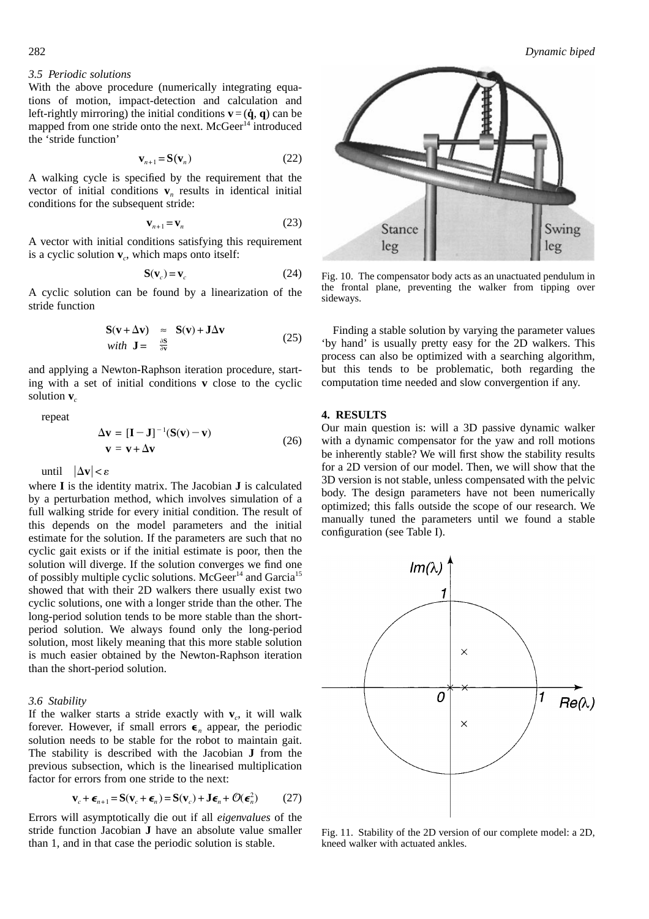### 3.5 Periodic solutions

With the above procedure (numerically integrating equations of motion, impact-detection and calculation and left-rightly mirroring) the initial conditions $\mathbf{v} = (\dot{\mathbf{q}}, \mathbf{q})$ can be mapped from one stride onto the next. McGeer[14] introduced the 'stride function'

$$\mathbf{v}_{n+1} = \mathbf{S}(\mathbf{v}_n) \tag{22}$$

A walking cycle is specified by the requirement that the vector of initial conditions $\mathbf{v}_n$ results in identical initial conditions for the subsequent stride:

$$\mathbf{v}_{n+1} = \mathbf{v}_n \tag{23}$$

A vector with initial conditions satisfying this requirement is a cyclic solution $\mathbf{v}_c$, which maps onto itself:

$$\mathbf{S}(\mathbf{v}_c) = \mathbf{v}_c \tag{24}$$

A cyclic solution can be found by a linearization of the stride function

$$\begin{aligned} \mathbf{S}(\mathbf{v} + \Delta\mathbf{v}) &\approx \mathbf{S}(\mathbf{v}) + \mathbf{J}\Delta\mathbf{v} \\ \textit{with}\ \ \mathbf{J} &= \tfrac{\partial \mathbf{S}}{\partial \mathbf{v}} \end{aligned} \tag{25}$$

and applying a Newton-Raphson iteration procedure, starting with a set of initial conditions $\mathbf{v}$ close to the cyclic solution $\mathbf{v}_c$

repeat

$$\begin{aligned} \Delta\mathbf{v} &= [\mathbf{I} - \mathbf{J}]^{-1}(\mathbf{S}(\mathbf{v}) - \mathbf{v}) \\ \mathbf{v} &= \mathbf{v} + \Delta\mathbf{v} \end{aligned} \tag{26}$$

until $|\Delta\mathbf{v}| < \varepsilon$

where $\mathbf{I}$ is the identity matrix. The Jacobian $\mathbf{J}$ is calculated by a perturbation method, which involves simulation of a full walking stride for every initial condition. The result of this depends on the model parameters and the initial estimate for the solution. If the parameters are such that no cyclic gait exists or if the initial estimate is poor, then the solution will diverge. If the solution converges we find one of possibly multiple cyclic solutions. McGeer[14] and Garcia[15] showed that with their 2D walkers there usually exist two cyclic solutions, one with a longer stride than the other. The long-period solution tends to be more stable than the short-period solution. We always found only the long-period solution, most likely meaning that this more stable solution is much easier obtained by the Newton-Raphson iteration than the short-period solution.

### 3.6 Stability

If the walker starts a stride exactly with $\mathbf{v}_c$, it will walk forever. However, if small errors $\boldsymbol{\epsilon}_n$ appear, the periodic solution needs to be stable for the robot to maintain gait. The stability is described with the Jacobian $\mathbf{J}$ from the previous subsection, which is the linearised multiplication factor for errors from one stride to the next:

$$\mathbf{v}_c + \boldsymbol{\epsilon}_{n+1} = \mathbf{S}(\mathbf{v}_c + \boldsymbol{\epsilon}_n) = \mathbf{S}(\mathbf{v}_c) + \mathbf{J}\boldsymbol{\epsilon}_n + \mathcal{O}(\boldsymbol{\epsilon}_n^2) \tag{27}$$

Errors will asymptotically die out if all *eigenvalues* of the stride function Jacobian $\mathbf{J}$ have an absolute value smaller than 1, and in that case the periodic solution is stable.

Fig. 10. The compensator body acts as an unactuated pendulum in the frontal plane, preventing the walker from tipping over sideways.

Finding a stable solution by varying the parameter values 'by hand' is usually pretty easy for the 2D walkers. This process can also be optimized with a searching algorithm, but this tends to be problematic, both regarding the computation time needed and slow convergention if any.

## 4. RESULTS

Our main question is: will a 3D passive dynamic walker with a dynamic compensator for the yaw and roll motions be inherently stable? We will first show the stability results for a 2D version of our model. Then, we will show that the 3D version is not stable, unless compensated with the pelvic body. The design parameters have not been numerically optimized; this falls outside the scope of our research. We manually tuned the parameters until we found a stable configuration (see Table I).

Fig. 11. Stability of the 2D version of our complete model: a 2D, kneed walker with actuated ankles.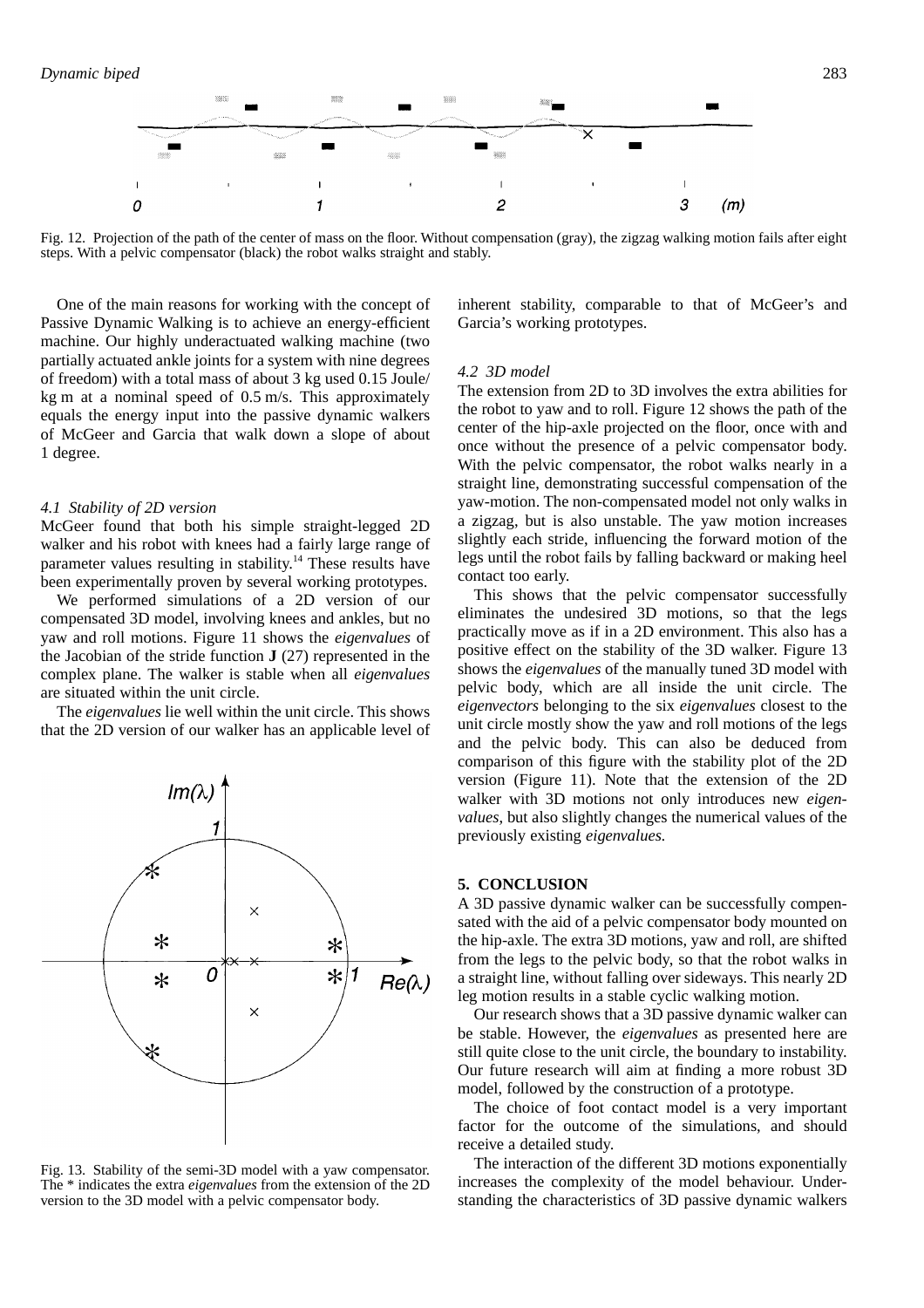Fig. 12. Projection of the path of the center of mass on the floor. Without compensation (gray), the zigzag walking motion fails after eight steps. With a pelvic compensator (black) the robot walks straight and stably.

One of the main reasons for working with the concept of Passive Dynamic Walking is to achieve an energy-efficient machine. Our highly underactuated walking machine (two partially actuated ankle joints for a system with nine degrees of freedom) with a total mass of about 3 kg used 0.15 Joule/kg m at a nominal speed of 0.5 m/s. This approximately equals the energy input into the passive dynamic walkers of McGeer and Garcia that walk down a slope of about 1 degree.

### 4.1 Stability of 2D version

McGeer found that both his simple straight-legged 2D walker and his robot with knees had a fairly large range of parameter values resulting in stability.[14] These results have been experimentally proven by several working prototypes.

We performed simulations of a 2D version of our compensated 3D model, involving knees and ankles, but no yaw and roll motions. Figure 11 shows the *eigenvalues* of the Jacobian of the stride function **J** (27) represented in the complex plane. The walker is stable when all *eigenvalues* are situated within the unit circle.

The *eigenvalues* lie well within the unit circle. This shows that the 2D version of our walker has an applicable level of inherent stability, comparable to that of McGeer's and Garcia's working prototypes.

Fig. 13. Stability of the semi-3D model with a yaw compensator. The * indicates the extra *eigenvalues* from the extension of the 2D version to the 3D model with a pelvic compensator body.

### 4.2 3D model

The extension from 2D to 3D involves the extra abilities for the robot to yaw and to roll. Figure 12 shows the path of the center of the hip-axle projected on the floor, once with and once without the presence of a pelvic compensator body. With the pelvic compensator, the robot walks nearly in a straight line, demonstrating successful compensation of the yaw-motion. The non-compensated model not only walks in a zigzag, but is also unstable. The yaw motion increases slightly each stride, influencing the forward motion of the legs until the robot fails by falling backward or making heel contact too early.

This shows that the pelvic compensator successfully eliminates the undesired 3D motions, so that the legs practically move as if in a 2D environment. This also has a positive effect on the stability of the 3D walker. Figure 13 shows the *eigenvalues* of the manually tuned 3D model with pelvic body, which are all inside the unit circle. The *eigenvectors* belonging to the six *eigenvalues* closest to the unit circle mostly show the yaw and roll motions of the legs and the pelvic body. This can also be deduced from comparison of this figure with the stability plot of the 2D version (Figure 11). Note that the extension of the 2D walker with 3D motions not only introduces new *eigenvalues*, but also slightly changes the numerical values of the previously existing *eigenvalues.*

## 5. CONCLUSION

A 3D passive dynamic walker can be successfully compensated with the aid of a pelvic compensator body mounted on the hip-axle. The extra 3D motions, yaw and roll, are shifted from the legs to the pelvic body, so that the robot walks in a straight line, without falling over sideways. This nearly 2D leg motion results in a stable cyclic walking motion.

Our research shows that a 3D passive dynamic walker can be stable. However, the *eigenvalues* as presented here are still quite close to the unit circle, the boundary to instability. Our future research will aim at finding a more robust 3D model, followed by the construction of a prototype.

The choice of foot contact model is a very important factor for the outcome of the simulations, and should receive a detailed study.

The interaction of the different 3D motions exponentially increases the complexity of the model behaviour. Understanding the characteristics of 3D passive dynamic walkers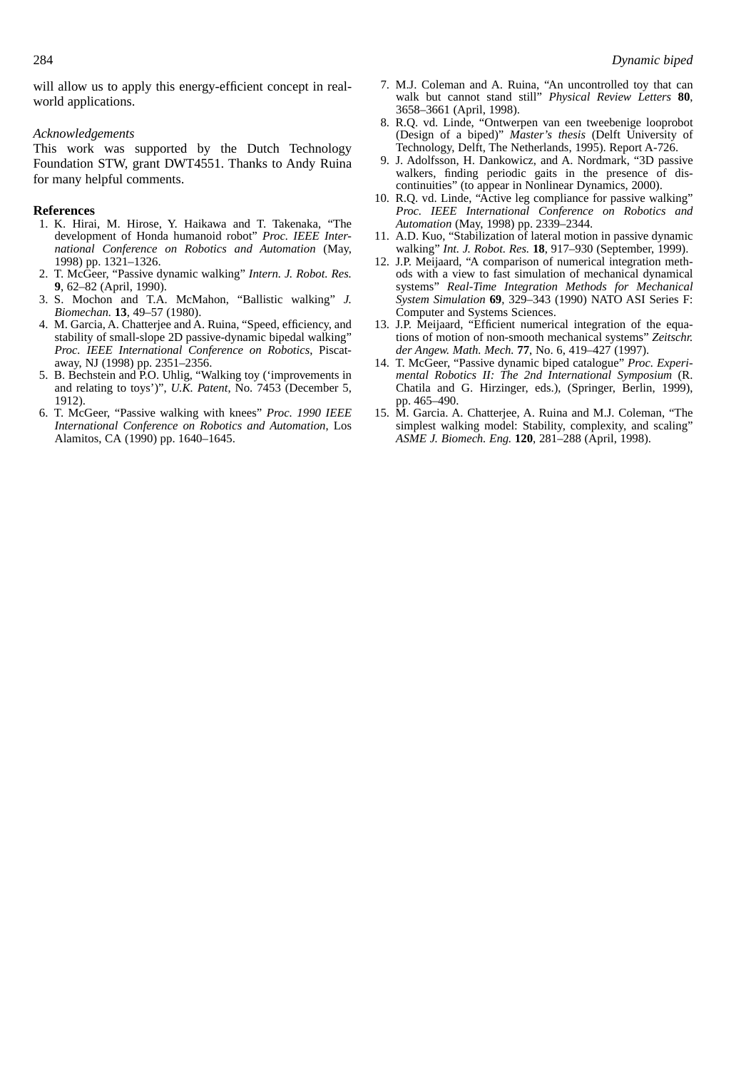will allow us to apply this energy-efficient concept in real-world applications.

*Acknowledgements*

This work was supported by the Dutch Technology Foundation STW, grant DWT4551. Thanks to Andy Ruina for many helpful comments.

**References**

1. K. Hirai, M. Hirose, Y. Haikawa and T. Takenaka, "The development of Honda humanoid robot" *Proc. IEEE International Conference on Robotics and Automation* (May, 1998) pp. 1321–1326.
2. T. McGeer, "Passive dynamic walking" *Intern. J. Robot. Res.* **9**, 62–82 (April, 1990).
3. S. Mochon and T.A. McMahon, "Ballistic walking" *J. Biomechan.* **13**, 49–57 (1980).
4. M. Garcia, A. Chatterjee and A. Ruina, "Speed, efficiency, and stability of small-slope 2D passive-dynamic bipedal walking" *Proc. IEEE International Conference on Robotics*, Piscataway, NJ (1998) pp. 2351–2356.
5. B. Bechstein and P.O. Uhlig, "Walking toy ('improvements in and relating to toys')", *U.K. Patent*, No. 7453 (December 5, 1912).
6. T. McGeer, "Passive walking with knees" *Proc. 1990 IEEE International Conference on Robotics and Automation*, Los Alamitos, CA (1990) pp. 1640–1645.
7. M.J. Coleman and A. Ruina, "An uncontrolled toy that can walk but cannot stand still" *Physical Review Letters* **80**, 3658–3661 (April, 1998).
8. R.Q. vd. Linde, "Ontwerpen van een tweebenige looprobot (Design of a biped)" *Master's thesis* (Delft University of Technology, Delft, The Netherlands, 1995). Report A-726.
9. J. Adolfsson, H. Dankowicz, and A. Nordmark, "3D passive walkers, finding periodic gaits in the presence of discontinuities" (to appear in Nonlinear Dynamics, 2000).
10. R.Q. vd. Linde, "Active leg compliance for passive walking" *Proc. IEEE International Conference on Robotics and Automation* (May, 1998) pp. 2339–2344.
11. A.D. Kuo, "Stabilization of lateral motion in passive dynamic walking" *Int. J. Robot. Res.* **18**, 917–930 (September, 1999).
12. J.P. Meijaard, "A comparison of numerical integration methods with a view to fast simulation of mechanical dynamical systems" *Real-Time Integration Methods for Mechanical System Simulation* **69**, 329–343 (1990) NATO ASI Series F: Computer and Systems Sciences.
13. J.P. Meijaard, "Efficient numerical integration of the equations of motion of non-smooth mechanical systems" *Zeitschr. der Angew. Math. Mech.* **77**, No. 6, 419–427 (1997).
14. T. McGeer, "Passive dynamic biped catalogue" *Proc. Experimental Robotics II: The 2nd International Symposium* (R. Chatila and G. Hirzinger, eds.), (Springer, Berlin, 1999), pp. 465–490.
15. M. Garcia. A. Chatterjee, A. Ruina and M.J. Coleman, "The simplest walking model: Stability, complexity, and scaling" *ASME J. Biomech. Eng.* **120**, 281–288 (April, 1998).